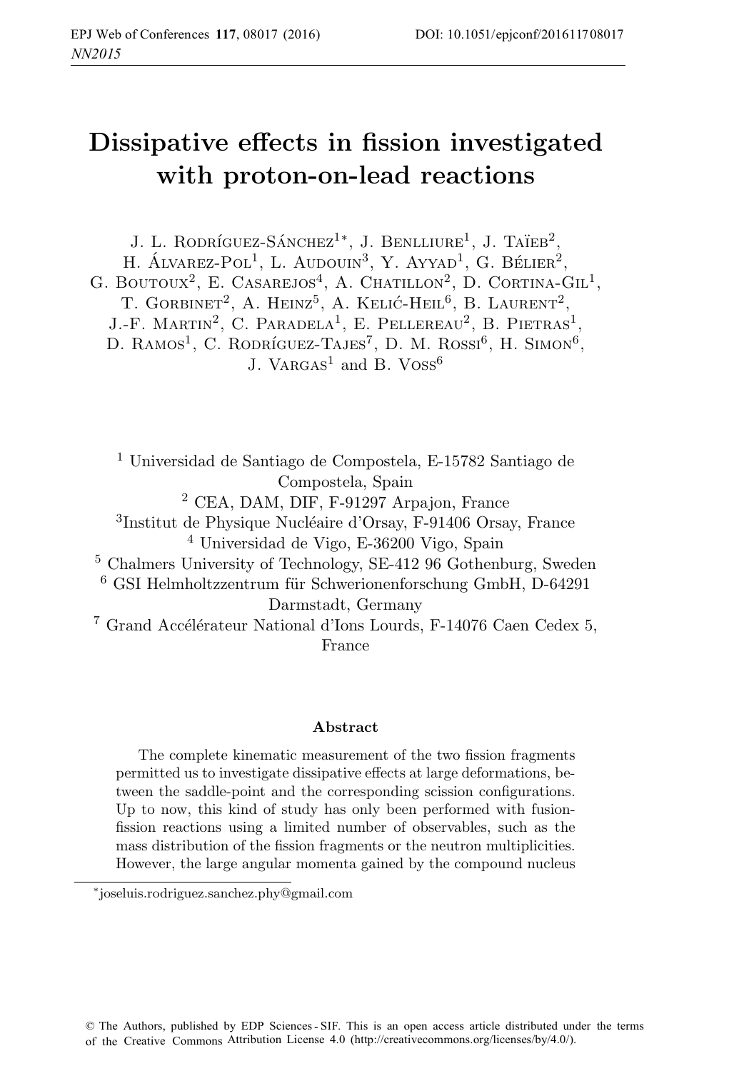# Dissipative effects in fission investigated with proton-on-lead reactions

J. L. Rodríguez-Sánchez[1*], J. Benlliure[1], J. Taïeb[2], H. Álvarez-Pol[1], L. Audouin[3], Y. Ayyad[1], G. Bélier[2], G. Boutoux[2], E. Casarejos[4], A. Chatillon[2], D. Cortina-Gil[1], T. Gorbinet[2], A. Heinz[5], A. Kelić-Heil[6], B. Laurent[2], J.-F. Martin[2], C. Paradela[1], E. Pellereau[2], B. Pietras[1], D. Ramos[1], C. Rodríguez-Tajes[7], D. M. Rossi[6], H. Simon[6], J. Vargas[1] and B. Voss[6]

[1] Universidad de Santiago de Compostela, E-15782 Santiago de Compostela, Spain
[2] CEA, DAM, DIF, F-91297 Arpajon, France
[3] Institut de Physique Nucléaire d'Orsay, F-91406 Orsay, France
[4] Universidad de Vigo, E-36200 Vigo, Spain
[5] Chalmers University of Technology, SE-412 96 Gothenburg, Sweden
[6] GSI Helmholtzzentrum für Schwerionenforschung GmbH, D-64291 Darmstadt, Germany
[7] Grand Accélérateur National d'Ions Lourds, F-14076 Caen Cedex 5, France

### Abstract

The complete kinematic measurement of the two fission fragments permitted us to investigate dissipative effects at large deformations, between the saddle-point and the corresponding scission configurations. Up to now, this kind of study has only been performed with fusion-fission reactions using a limited number of observables, such as the mass distribution of the fission fragments or the neutron multiplicities. However, the large angular momenta gained by the compound nucleus

[*] joseluis.rodriguez.sanchez.phy@gmail.com

© The Authors, published by EDP Sciences - SIF. This is an open access article distributed under the terms of the Creative Commons Attribution License 4.0 (http://creativecommons.org/licenses/by/4.0/).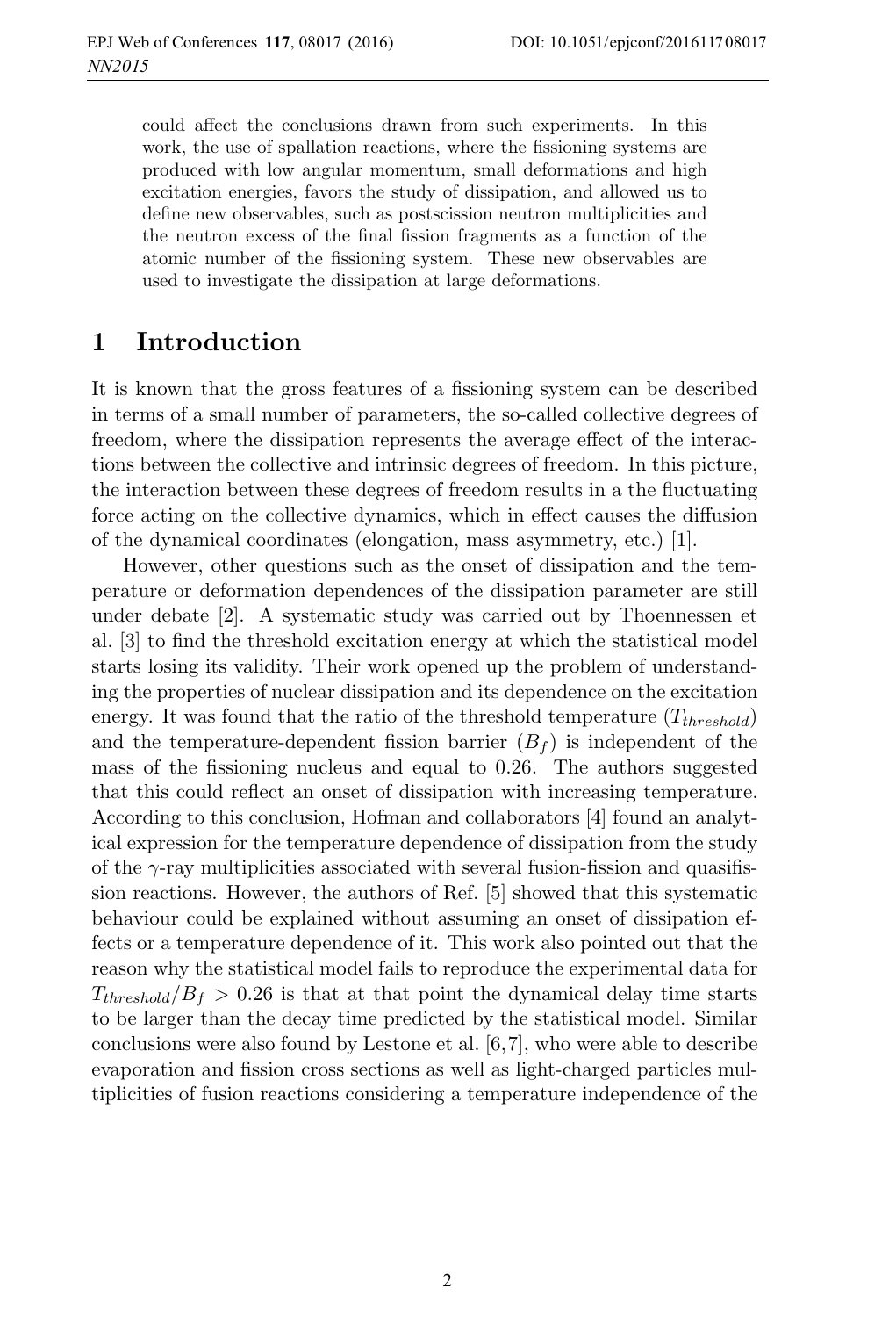could affect the conclusions drawn from such experiments. In this work, the use of spallation reactions, where the fissioning systems are produced with low angular momentum, small deformations and high excitation energies, favors the study of dissipation, and allowed us to define new observables, such as postscission neutron multiplicities and the neutron excess of the final fission fragments as a function of the atomic number of the fissioning system. These new observables are used to investigate the dissipation at large deformations.

# 1 Introduction

It is known that the gross features of a fissioning system can be described in terms of a small number of parameters, the so-called collective degrees of freedom, where the dissipation represents the average effect of the interactions between the collective and intrinsic degrees of freedom. In this picture, the interaction between these degrees of freedom results in a the fluctuating force acting on the collective dynamics, which in effect causes the diffusion of the dynamical coordinates (elongation, mass asymmetry, etc.) [1].

However, other questions such as the onset of dissipation and the temperature or deformation dependences of the dissipation parameter are still under debate [2]. A systematic study was carried out by Thoennessen et al. [3] to find the threshold excitation energy at which the statistical model starts losing its validity. Their work opened up the problem of understanding the properties of nuclear dissipation and its dependence on the excitation energy. It was found that the ratio of the threshold temperature ($T_{threshold}$) and the temperature-dependent fission barrier ($B_f$) is independent of the mass of the fissioning nucleus and equal to 0.26. The authors suggested that this could reflect an onset of dissipation with increasing temperature. According to this conclusion, Hofman and collaborators [4] found an analytical expression for the temperature dependence of dissipation from the study of the $\gamma$-ray multiplicities associated with several fusion-fission and quasifission reactions. However, the authors of Ref. [5] showed that this systematic behaviour could be explained without assuming an onset of dissipation effects or a temperature dependence of it. This work also pointed out that the reason why the statistical model fails to reproduce the experimental data for $T_{threshold}/B_f > 0.26$ is that at that point the dynamical delay time starts to be larger than the decay time predicted by the statistical model. Similar conclusions were also found by Lestone et al. [6,7], who were able to describe evaporation and fission cross sections as well as light-charged particles multiplicities of fusion reactions considering a temperature independence of the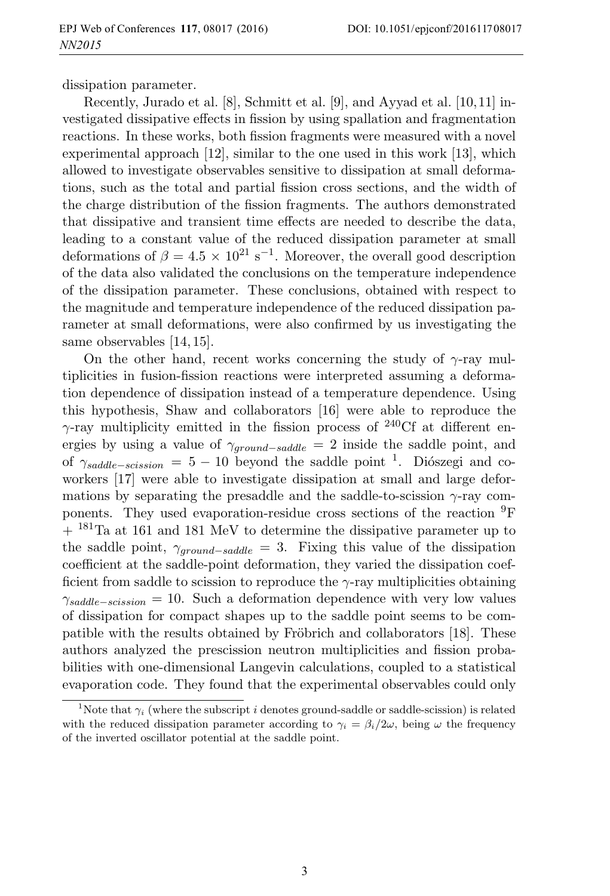dissipation parameter.

Recently, Jurado et al. [8], Schmitt et al. [9], and Ayyad et al. [10,11] investigated dissipative effects in fission by using spallation and fragmentation reactions. In these works, both fission fragments were measured with a novel experimental approach [12], similar to the one used in this work [13], which allowed to investigate observables sensitive to dissipation at small deformations, such as the total and partial fission cross sections, and the width of the charge distribution of the fission fragments. The authors demonstrated that dissipative and transient time effects are needed to describe the data, leading to a constant value of the reduced dissipation parameter at small deformations of $\beta = 4.5 \times 10^{21}$ s$^{-1}$. Moreover, the overall good description of the data also validated the conclusions on the temperature independence of the dissipation parameter. These conclusions, obtained with respect to the magnitude and temperature independence of the reduced dissipation parameter at small deformations, were also confirmed by us investigating the same observables [14,15].

On the other hand, recent works concerning the study of $\gamma$-ray multiplicities in fusion-fission reactions were interpreted assuming a deformation dependence of dissipation instead of a temperature dependence. Using this hypothesis, Shaw and collaborators [16] were able to reproduce the $\gamma$-ray multiplicity emitted in the fission process of $^{240}$Cf at different energies by using a value of $\gamma_{ground-saddle} = 2$ inside the saddle point, and of $\gamma_{saddle-scission} = 5 - 10$ beyond the saddle point [1]. Diószegi and coworkers [17] were able to investigate dissipation at small and large deformations by separating the presaddle and the saddle-to-scission $\gamma$-ray components. They used evaporation-residue cross sections of the reaction $^{9}$F + $^{181}$Ta at 161 and 181 MeV to determine the dissipative parameter up to the saddle point, $\gamma_{ground-saddle} = 3$. Fixing this value of the dissipation coefficient at the saddle-point deformation, they varied the dissipation coefficient from saddle to scission to reproduce the $\gamma$-ray multiplicities obtaining $\gamma_{saddle-scission} = 10$. Such a deformation dependence with very low values of dissipation for compact shapes up to the saddle point seems to be compatible with the results obtained by Fröbrich and collaborators [18]. These authors analyzed the prescission neutron multiplicities and fission probabilities with one-dimensional Langevin calculations, coupled to a statistical evaporation code. They found that the experimental observables could only

[1] Note that $\gamma_i$ (where the subscript $i$ denotes ground-saddle or saddle-scission) is related with the reduced dissipation parameter according to $\gamma_i = \beta_i/2\omega$, being $\omega$ the frequency of the inverted oscillator potential at the saddle point.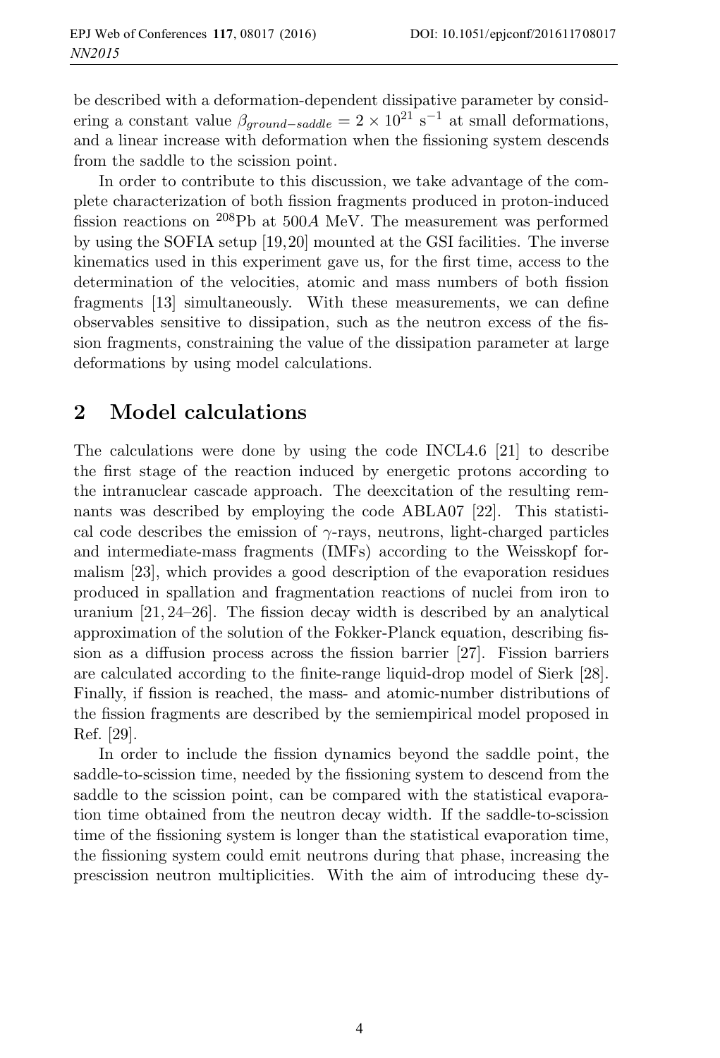be described with a deformation-dependent dissipative parameter by considering a constant value $\beta_{ground-saddle} = 2 \times 10^{21}$ s$^{-1}$ at small deformations, and a linear increase with deformation when the fissioning system descends from the saddle to the scission point.

In order to contribute to this discussion, we take advantage of the complete characterization of both fission fragments produced in proton-induced fission reactions on $^{208}$Pb at 500$A$ MeV. The measurement was performed by using the SOFIA setup [19,20] mounted at the GSI facilities. The inverse kinematics used in this experiment gave us, for the first time, access to the determination of the velocities, atomic and mass numbers of both fission fragments [13] simultaneously. With these measurements, we can define observables sensitive to dissipation, such as the neutron excess of the fission fragments, constraining the value of the dissipation parameter at large deformations by using model calculations.

## 2 Model calculations

The calculations were done by using the code INCL4.6 [21] to describe the first stage of the reaction induced by energetic protons according to the intranuclear cascade approach. The deexcitation of the resulting remnants was described by employing the code ABLA07 [22]. This statistical code describes the emission of $\gamma$-rays, neutrons, light-charged particles and intermediate-mass fragments (IMFs) according to the Weisskopf formalism [23], which provides a good description of the evaporation residues produced in spallation and fragmentation reactions of nuclei from iron to uranium [21, 24–26]. The fission decay width is described by an analytical approximation of the solution of the Fokker-Planck equation, describing fission as a diffusion process across the fission barrier [27]. Fission barriers are calculated according to the finite-range liquid-drop model of Sierk [28]. Finally, if fission is reached, the mass- and atomic-number distributions of the fission fragments are described by the semiempirical model proposed in Ref. [29].

In order to include the fission dynamics beyond the saddle point, the saddle-to-scission time, needed by the fissioning system to descend from the saddle to the scission point, can be compared with the statistical evaporation time obtained from the neutron decay width. If the saddle-to-scission time of the fissioning system is longer than the statistical evaporation time, the fissioning system could emit neutrons during that phase, increasing the prescission neutron multiplicities. With the aim of introducing these dy-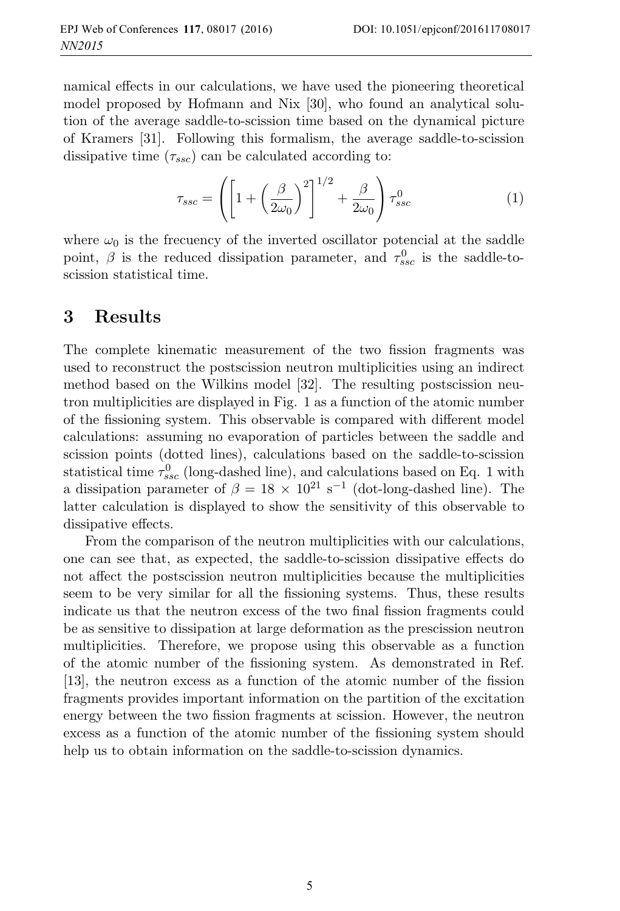namical effects in our calculations, we have used the pioneering theoretical model proposed by Hofmann and Nix [30], who found an analytical solution of the average saddle-to-scission time based on the dynamical picture of Kramers [31]. Following this formalism, the average saddle-to-scission dissipative time ($\tau_{ssc}$) can be calculated according to:

$$\tau_{ssc} = \left( \left[ 1 + \left( \frac{\beta}{2\omega_0} \right)^2 \right]^{1/2} + \frac{\beta}{2\omega_0} \right) \tau^0_{ssc} \tag{1}$$

where $\omega_0$ is the frecuency of the inverted oscillator potencial at the saddle point, $\beta$ is the reduced dissipation parameter, and $\tau^0_{ssc}$ is the saddle-to-scission statistical time.

# 3 Results

The complete kinematic measurement of the two fission fragments was used to reconstruct the postscission neutron multiplicities using an indirect method based on the Wilkins model [32]. The resulting postscission neutron multiplicities are displayed in Fig. 1 as a function of the atomic number of the fissioning system. This observable is compared with different model calculations: assuming no evaporation of particles between the saddle and scission points (dotted lines), calculations based on the saddle-to-scission statistical time $\tau^0_{ssc}$ (long-dashed line), and calculations based on Eq. 1 with a dissipation parameter of $\beta = 18 \times 10^{21}$ s$^{-1}$ (dot-long-dashed line). The latter calculation is displayed to show the sensitivity of this observable to dissipative effects.

From the comparison of the neutron multiplicities with our calculations, one can see that, as expected, the saddle-to-scission dissipative effects do not affect the postscission neutron multiplicities because the multiplicities seem to be very similar for all the fissioning systems. Thus, these results indicate us that the neutron excess of the two final fission fragments could be as sensitive to dissipation at large deformation as the prescission neutron multiplicities. Therefore, we propose using this observable as a function of the atomic number of the fissioning system. As demonstrated in Ref. [13], the neutron excess as a function of the atomic number of the fission fragments provides important information on the partition of the excitation energy between the two fission fragments at scission. However, the neutron excess as a function of the atomic number of the fissioning system should help us to obtain information on the saddle-to-scission dynamics.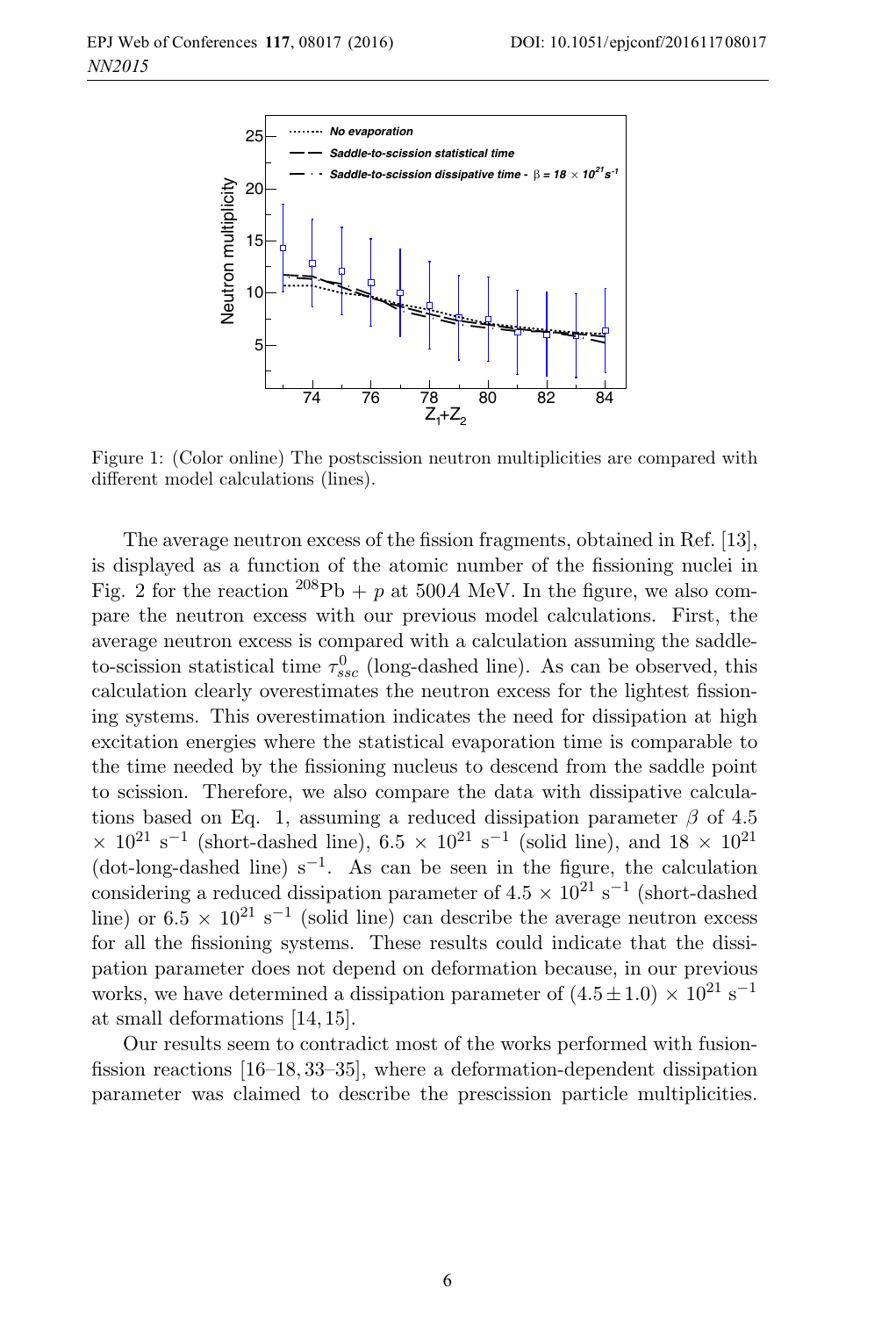Figure 1: (Color online) The postscission neutron multiplicities are compared with different model calculations (lines).

The average neutron excess of the fission fragments, obtained in Ref. [13], is displayed as a function of the atomic number of the fissioning nuclei in Fig. 2 for the reaction $^{208}$Pb + $p$ at 500$A$ MeV. In the figure, we also compare the neutron excess with our previous model calculations. First, the average neutron excess is compared with a calculation assuming the saddle-to-scission statistical time $\tau^0_{ssc}$ (long-dashed line). As can be observed, this calculation clearly overestimates the neutron excess for the lightest fissioning systems. This overestimation indicates the need for dissipation at high excitation energies where the statistical evaporation time is comparable to the time needed by the fissioning nucleus to descend from the saddle point to scission. Therefore, we also compare the data with dissipative calculations based on Eq. 1, assuming a reduced dissipation parameter $\beta$ of 4.5 $\times$ 10$^{21}$ s$^{-1}$ (short-dashed line), 6.5 $\times$ 10$^{21}$ s$^{-1}$ (solid line), and 18 $\times$ 10$^{21}$ (dot-long-dashed line) s$^{-1}$. As can be seen in the figure, the calculation considering a reduced dissipation parameter of 4.5 $\times$ 10$^{21}$ s$^{-1}$ (short-dashed line) or 6.5 $\times$ 10$^{21}$ s$^{-1}$ (solid line) can describe the average neutron excess for all the fissioning systems. These results could indicate that the dissipation parameter does not depend on deformation because, in our previous works, we have determined a dissipation parameter of $(4.5 \pm 1.0) \times 10^{21}$ s$^{-1}$ at small deformations [14, 15].

Our results seem to contradict most of the works performed with fusion-fission reactions [16–18, 33–35], where a deformation-dependent dissipation parameter was claimed to describe the prescission particle multiplicities.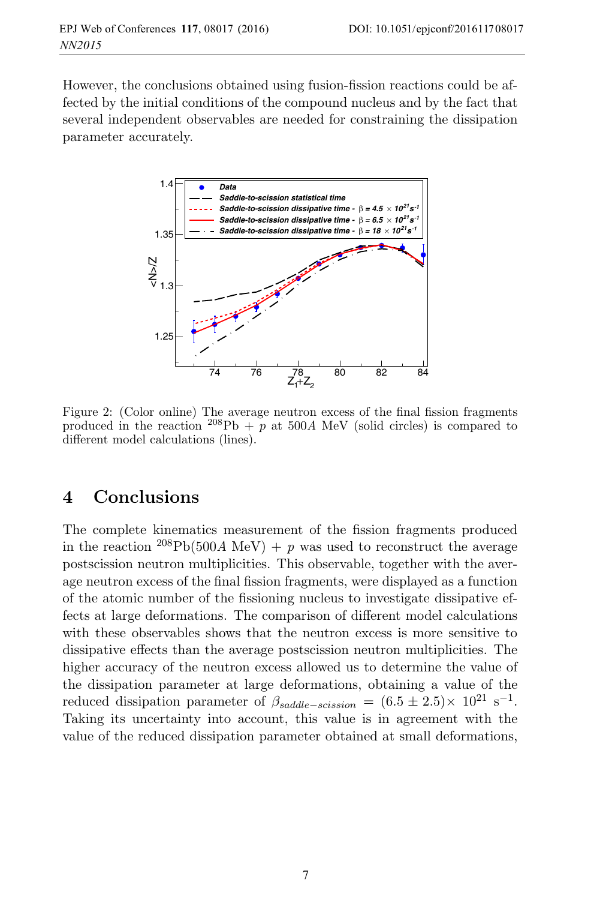However, the conclusions obtained using fusion-fission reactions could be affected by the initial conditions of the compound nucleus and by the fact that several independent observables are needed for constraining the dissipation parameter accurately.

Figure 2: (Color online) The average neutron excess of the final fission fragments produced in the reaction $^{208}$Pb + $p$ at 500$A$ MeV (solid circles) is compared to different model calculations (lines).

## 4 Conclusions

The complete kinematics measurement of the fission fragments produced in the reaction $^{208}$Pb(500$A$ MeV) + $p$ was used to reconstruct the average postscission neutron multiplicities. This observable, together with the average neutron excess of the final fission fragments, were displayed as a function of the atomic number of the fissioning nucleus to investigate dissipative effects at large deformations. The comparison of different model calculations with these observables shows that the neutron excess is more sensitive to dissipative effects than the average postscission neutron multiplicities. The higher accuracy of the neutron excess allowed us to determine the value of the dissipation parameter at large deformations, obtaining a value of the reduced dissipation parameter of $\beta_{saddle-scission} = (6.5 \pm 2.5)\times\ 10^{21}\ \mathrm{s}^{-1}$. Taking its uncertainty into account, this value is in agreement with the value of the reduced dissipation parameter obtained at small deformations,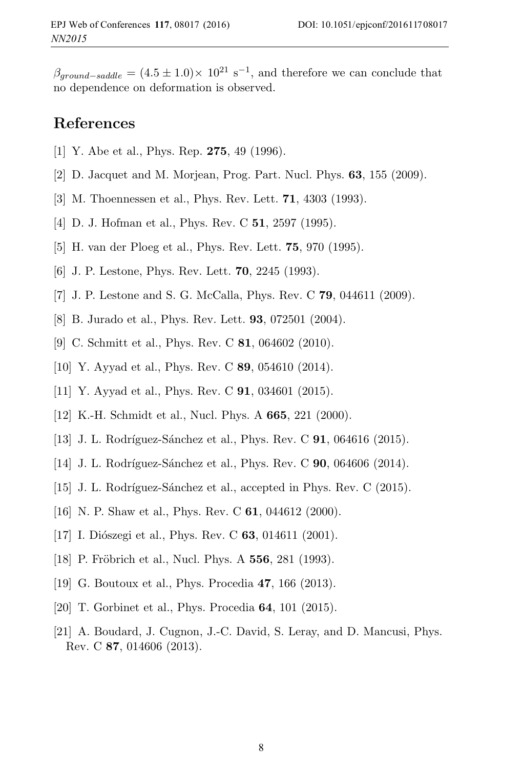$\beta_{ground-saddle} = (4.5 \pm 1.0)\times\ 10^{21}\ \mathrm{s}^{-1}$, and therefore we can conclude that no dependence on deformation is observed.

## References

[1] Y. Abe et al., Phys. Rep. **275**, 49 (1996).

[2] D. Jacquet and M. Morjean, Prog. Part. Nucl. Phys. **63**, 155 (2009).

[3] M. Thoennessen et al., Phys. Rev. Lett. **71**, 4303 (1993).

[4] D. J. Hofman et al., Phys. Rev. C **51**, 2597 (1995).

[5] H. van der Ploeg et al., Phys. Rev. Lett. **75**, 970 (1995).

[6] J. P. Lestone, Phys. Rev. Lett. **70**, 2245 (1993).

[7] J. P. Lestone and S. G. McCalla, Phys. Rev. C **79**, 044611 (2009).

[8] B. Jurado et al., Phys. Rev. Lett. **93**, 072501 (2004).

[9] C. Schmitt et al., Phys. Rev. C **81**, 064602 (2010).

[10] Y. Ayyad et al., Phys. Rev. C **89**, 054610 (2014).

[11] Y. Ayyad et al., Phys. Rev. C **91**, 034601 (2015).

[12] K.-H. Schmidt et al., Nucl. Phys. A **665**, 221 (2000).

[13] J. L. Rodríguez-Sánchez et al., Phys. Rev. C **91**, 064616 (2015).

[14] J. L. Rodríguez-Sánchez et al., Phys. Rev. C **90**, 064606 (2014).

[15] J. L. Rodríguez-Sánchez et al., accepted in Phys. Rev. C (2015).

[16] N. P. Shaw et al., Phys. Rev. C **61**, 044612 (2000).

[17] I. Diószegi et al., Phys. Rev. C **63**, 014611 (2001).

[18] P. Fröbrich et al., Nucl. Phys. A **556**, 281 (1993).

[19] G. Boutoux et al., Phys. Procedia **47**, 166 (2013).

[20] T. Gorbinet et al., Phys. Procedia **64**, 101 (2015).

[21] A. Boudard, J. Cugnon, J.-C. David, S. Leray, and D. Mancusi, Phys. Rev. C **87**, 014606 (2013).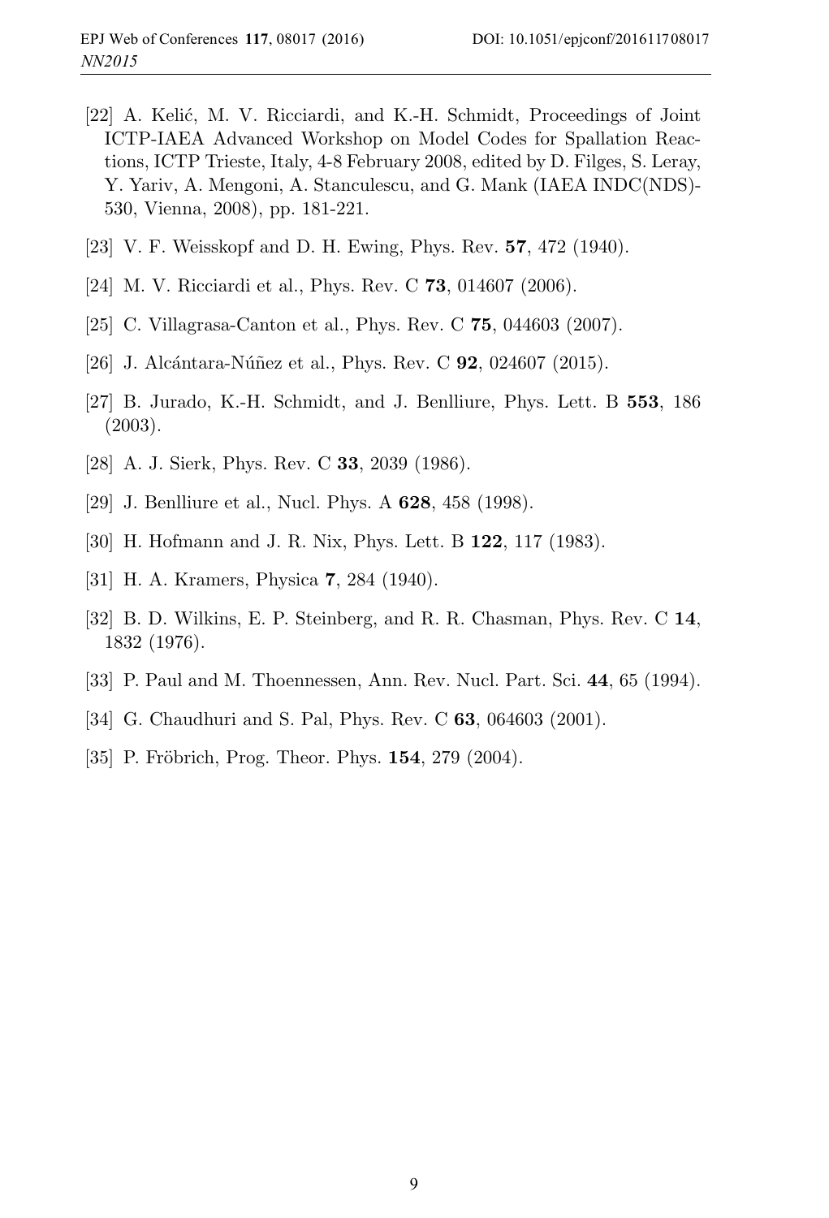[22] A. Kelić, M. V. Ricciardi, and K.-H. Schmidt, Proceedings of Joint ICTP-IAEA Advanced Workshop on Model Codes for Spallation Reactions, ICTP Trieste, Italy, 4-8 February 2008, edited by D. Filges, S. Leray, Y. Yariv, A. Mengoni, A. Stanculescu, and G. Mank (IAEA INDC(NDS)-530, Vienna, 2008), pp. 181-221.

[23] V. F. Weisskopf and D. H. Ewing, Phys. Rev. **57**, 472 (1940).

[24] M. V. Ricciardi et al., Phys. Rev. C **73**, 014607 (2006).

[25] C. Villagrasa-Canton et al., Phys. Rev. C **75**, 044603 (2007).

[26] J. Alcántara-Núñez et al., Phys. Rev. C **92**, 024607 (2015).

[27] B. Jurado, K.-H. Schmidt, and J. Benlliure, Phys. Lett. B **553**, 186 (2003).

[28] A. J. Sierk, Phys. Rev. C **33**, 2039 (1986).

[29] J. Benlliure et al., Nucl. Phys. A **628**, 458 (1998).

[30] H. Hofmann and J. R. Nix, Phys. Lett. B **122**, 117 (1983).

[31] H. A. Kramers, Physica **7**, 284 (1940).

[32] B. D. Wilkins, E. P. Steinberg, and R. R. Chasman, Phys. Rev. C **14**, 1832 (1976).

[33] P. Paul and M. Thoennessen, Ann. Rev. Nucl. Part. Sci. **44**, 65 (1994).

[34] G. Chaudhuri and S. Pal, Phys. Rev. C **63**, 064603 (2001).

[35] P. Fröbrich, Prog. Theor. Phys. **154**, 279 (2004).